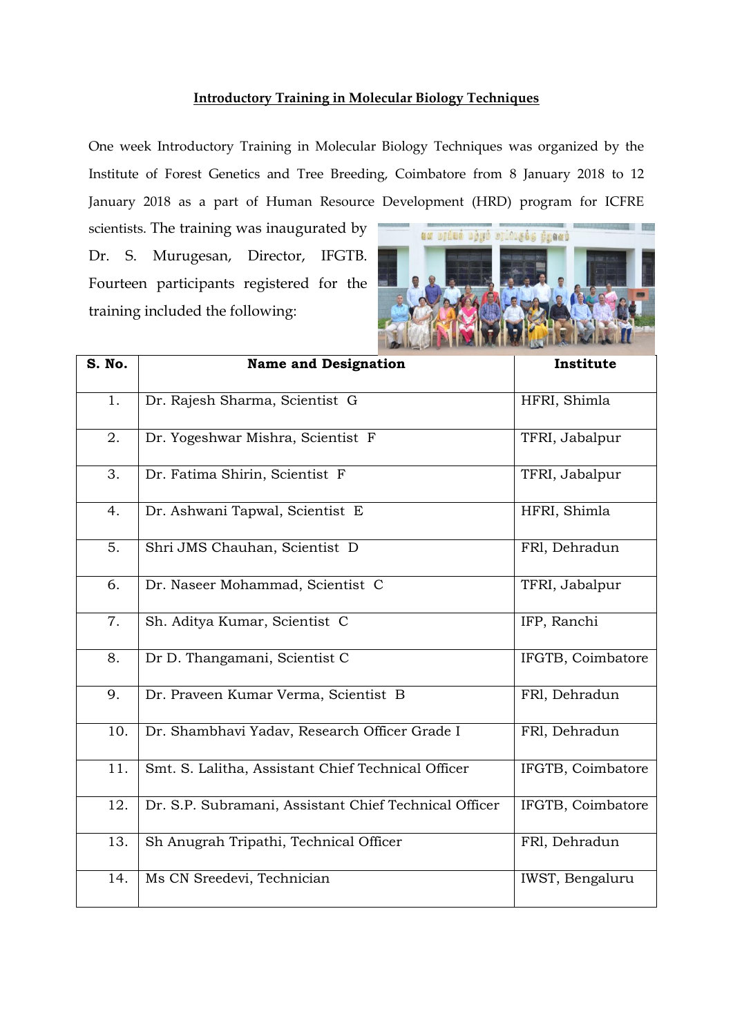**Introductory Training in Molecular Biology Techniques**

One week Introductory Training in Molecular Biology Techniques was organized by the Institute of Forest Genetics and Tree Breeding, Coimbatore from 8 January 2018 to 12 January 2018 as a part of Human Resource Development (HRD) program for ICFRE scientists. The training was inaugurated by Dr. S. Murugesan, Director, IFGTB. Fourteen participants registered for the training included the following:

| S. No. | Name and Designation | Institute |
|---|---|---|
| 1. | Dr. Rajesh Sharma, Scientist G | HFRI, Shimla |
| 2. | Dr. Yogeshwar Mishra, Scientist F | TFRI, Jabalpur |
| 3. | Dr. Fatima Shirin, Scientist F | TFRI, Jabalpur |
| 4. | Dr. Ashwani Tapwal, Scientist E | HFRI, Shimla |
| 5. | Shri JMS Chauhan, Scientist D | FRI, Dehradun |
| 6. | Dr. Naseer Mohammad, Scientist C | TFRI, Jabalpur |
| 7. | Sh. Aditya Kumar, Scientist C | IFP, Ranchi |
| 8. | Dr D. Thangamani, Scientist C | IFGTB, Coimbatore |
| 9. | Dr. Praveen Kumar Verma, Scientist B | FRI, Dehradun |
| 10. | Dr. Shambhavi Yadav, Research Officer Grade I | FRI, Dehradun |
| 11. | Smt. S. Lalitha, Assistant Chief Technical Officer | IFGTB, Coimbatore |
| 12. | Dr. S.P. Subramani, Assistant Chief Technical Officer | IFGTB, Coimbatore |
| 13. | Sh Anugrah Tripathi, Technical Officer | FRI, Dehradun |
| 14. | Ms CN Sreedevi, Technician | IWST, Bengaluru |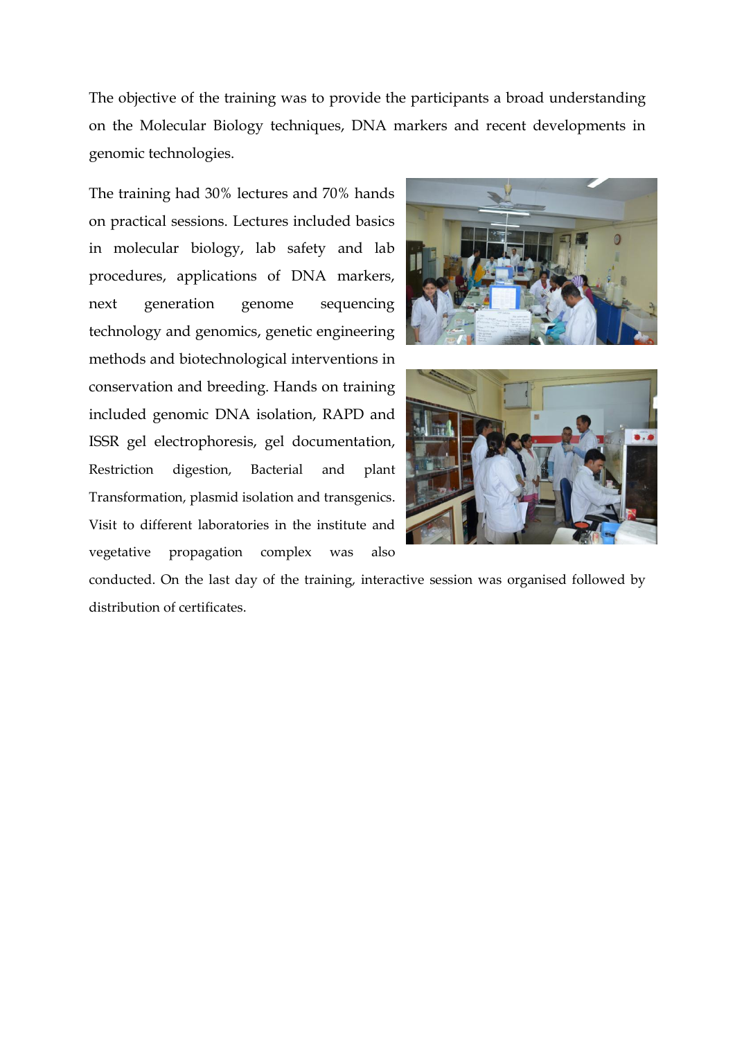The objective of the training was to provide the participants a broad understanding on the Molecular Biology techniques, DNA markers and recent developments in genomic technologies.

The training had 30% lectures and 70% hands on practical sessions. Lectures included basics in molecular biology, lab safety and lab procedures, applications of DNA markers, next generation genome sequencing technology and genomics, genetic engineering methods and biotechnological interventions in conservation and breeding. Hands on training included genomic DNA isolation, RAPD and ISSR gel electrophoresis, gel documentation, Restriction digestion, Bacterial and plant Transformation, plasmid isolation and transgenics. Visit to different laboratories in the institute and vegetative propagation complex was also conducted. On the last day of the training, interactive session was organised followed by distribution of certificates.